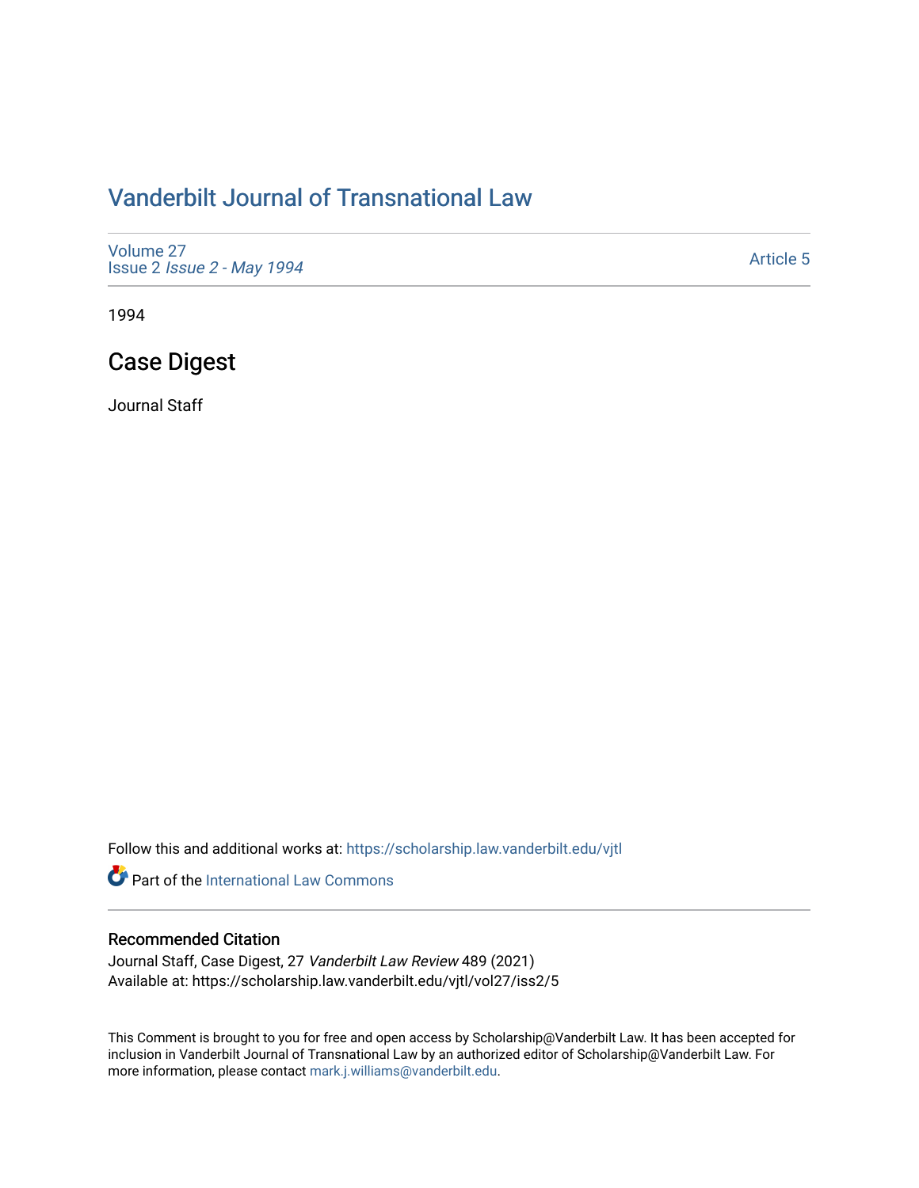# Vanderbilt Journal of Transnational Law

Volume 27
Issue 2 *Issue 2 - May 1994*

Article 5

1994

## Case Digest

Journal Staff

Follow this and additional works at: https://scholarship.law.vanderbilt.edu/vjtl

Part of the International Law Commons

### Recommended Citation

Journal Staff, Case Digest, 27 *Vanderbilt Law Review* 489 (2021)
Available at: https://scholarship.law.vanderbilt.edu/vjtl/vol27/iss2/5

This Comment is brought to you for free and open access by Scholarship@Vanderbilt Law. It has been accepted for inclusion in Vanderbilt Journal of Transnational Law by an authorized editor of Scholarship@Vanderbilt Law. For more information, please contact mark.j.williams@vanderbilt.edu.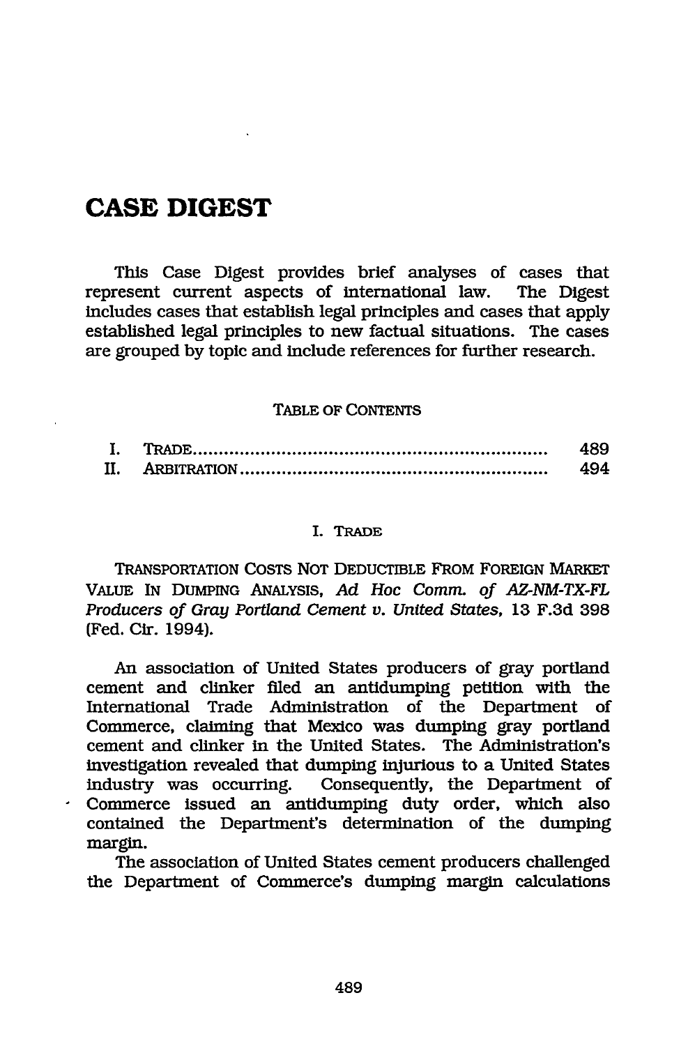# CASE DIGEST

This Case Digest provides brief analyses of cases that represent current aspects of international law. The Digest includes cases that establish legal principles and cases that apply established legal principles to new factual situations. The cases are grouped by topic and include references for further research.

TABLE OF CONTENTS

| | | |
|---|---|---|
| I. | TRADE | 489 |
| II. | ARBITRATION | 494 |

## I. TRADE

TRANSPORTATION COSTS NOT DEDUCTIBLE FROM FOREIGN MARKET VALUE IN DUMPING ANALYSIS, *Ad Hoc Comm. of AZ-NM-TX-FL Producers of Gray Portland Cement v. United States*, 13 F.3d 398 (Fed. Cir. 1994).

An association of United States producers of gray portland cement and clinker filed an antidumping petition with the International Trade Administration of the Department of Commerce, claiming that Mexico was dumping gray portland cement and clinker in the United States. The Administration's investigation revealed that dumping injurious to a United States industry was occurring. Consequently, the Department of Commerce issued an antidumping duty order, which also contained the Department's determination of the dumping margin.

The association of United States cement producers challenged the Department of Commerce's dumping margin calculations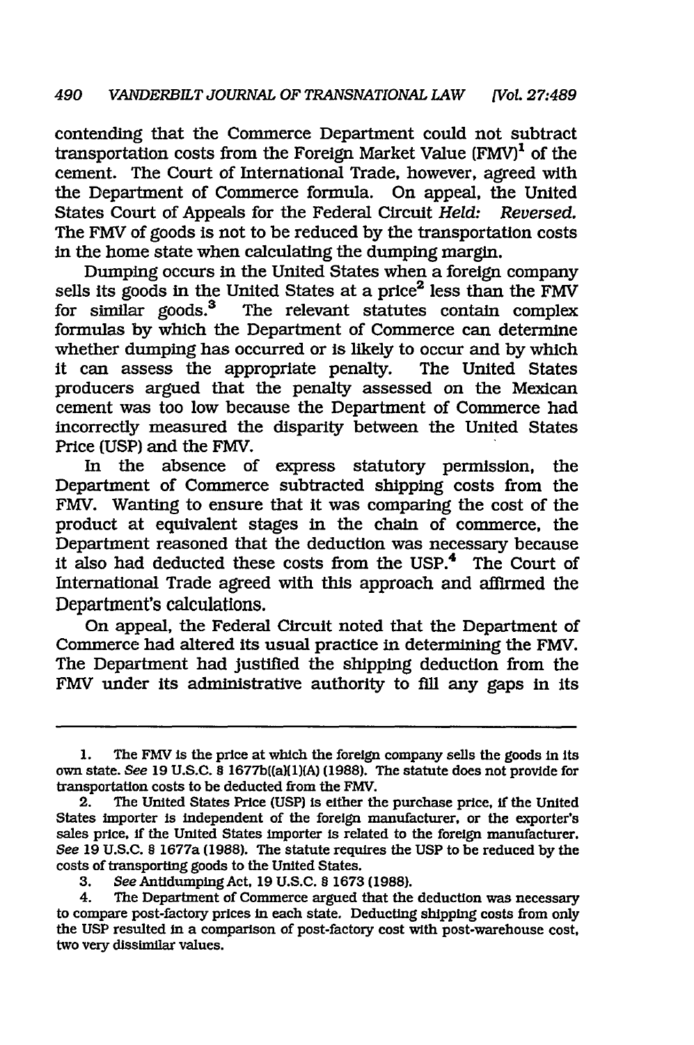contending that the Commerce Department could not subtract transportation costs from the Foreign Market Value (FMV)[1] of the cement. The Court of International Trade, however, agreed with the Department of Commerce formula. On appeal, the United States Court of Appeals for the Federal Circuit *Held: Reversed.* The FMV of goods is not to be reduced by the transportation costs in the home state when calculating the dumping margin.

Dumping occurs in the United States when a foreign company sells its goods in the United States at a price[2] less than the FMV for similar goods.[3] The relevant statutes contain complex formulas by which the Department of Commerce can determine whether dumping has occurred or is likely to occur and by which it can assess the appropriate penalty. The United States producers argued that the penalty assessed on the Mexican cement was too low because the Department of Commerce had incorrectly measured the disparity between the United States Price (USP) and the FMV.

In the absence of express statutory permission, the Department of Commerce subtracted shipping costs from the FMV. Wanting to ensure that it was comparing the cost of the product at equivalent stages in the chain of commerce, the Department reasoned that the deduction was necessary because it also had deducted these costs from the USP.[4] The Court of International Trade agreed with this approach and affirmed the Department's calculations.

On appeal, the Federal Circuit noted that the Department of Commerce had altered its usual practice in determining the FMV. The Department had justified the shipping deduction from the FMV under its administrative authority to fill any gaps in its

---

1. The FMV is the price at which the foreign company sells the goods in its own state. *See* 19 U.S.C. § 1677b((a)(1)(A) (1988). The statute does not provide for transportation costs to be deducted from the FMV.

2. The United States Price (USP) is either the purchase price, if the United States importer is independent of the foreign manufacturer, or the exporter's sales price, if the United States importer is related to the foreign manufacturer. *See* 19 U.S.C. § 1677a (1988). The statute requires the USP to be reduced by the costs of transporting goods to the United States.

3. *See* Antidumping Act, 19 U.S.C. § 1673 (1988).

4. The Department of Commerce argued that the deduction was necessary to compare post-factory prices in each state. Deducting shipping costs from only the USP resulted in a comparison of post-factory cost with post-warehouse cost, two very dissimilar values.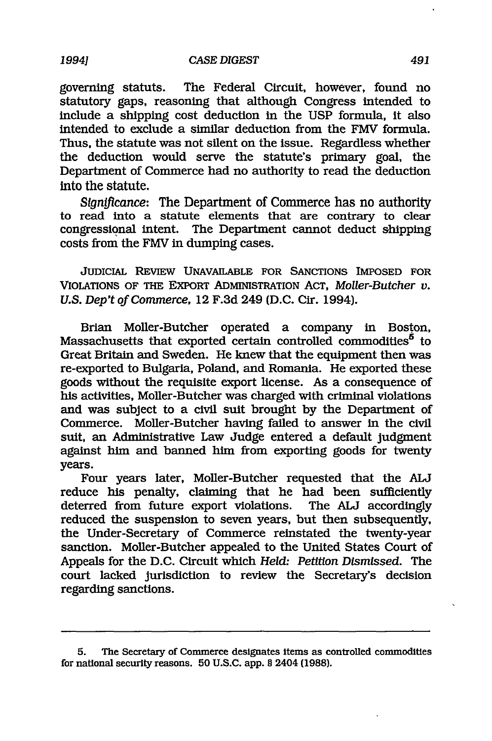governing statuts. The Federal Circuit, however, found no statutory gaps, reasoning that although Congress intended to include a shipping cost deduction in the USP formula, it also intended to exclude a similar deduction from the FMV formula. Thus, the statute was not silent on the issue. Regardless whether the deduction would serve the statute's primary goal, the Department of Commerce had no authority to read the deduction into the statute.

*Significance*: The Department of Commerce has no authority to read into a statute elements that are contrary to clear congressional intent. The Department cannot deduct shipping costs from the FMV in dumping cases.

JUDICIAL REVIEW UNAVAILABLE FOR SANCTIONS IMPOSED FOR VIOLATIONS OF THE EXPORT ADMINISTRATION ACT, *Moller-Butcher v. U.S. Dep't of Commerce*, 12 F.3d 249 (D.C. Cir. 1994).

Brian Moller-Butcher operated a company in Boston, Massachusetts that exported certain controlled commodities[5] to Great Britain and Sweden. He knew that the equipment then was re-exported to Bulgaria, Poland, and Romania. He exported these goods without the requisite export license. As a consequence of his activities, Moller-Butcher was charged with criminal violations and was subject to a civil suit brought by the Department of Commerce. Moller-Butcher having failed to answer in the civil suit, an Administrative Law Judge entered a default judgment against him and banned him from exporting goods for twenty years.

Four years later, Moller-Butcher requested that the ALJ reduce his penalty, claiming that he had been sufficiently deterred from future export violations. The ALJ accordingly reduced the suspension to seven years, but then subsequently, the Under-Secretary of Commerce reinstated the twenty-year sanction. Moller-Butcher appealed to the United States Court of Appeals for the D.C. Circuit which *Held: Petition Dismissed*. The court lacked jurisdiction to review the Secretary's decision regarding sanctions.

---

5. The Secretary of Commerce designates items as controlled commodities for national security reasons. 50 U.S.C. app. § 2404 (1988).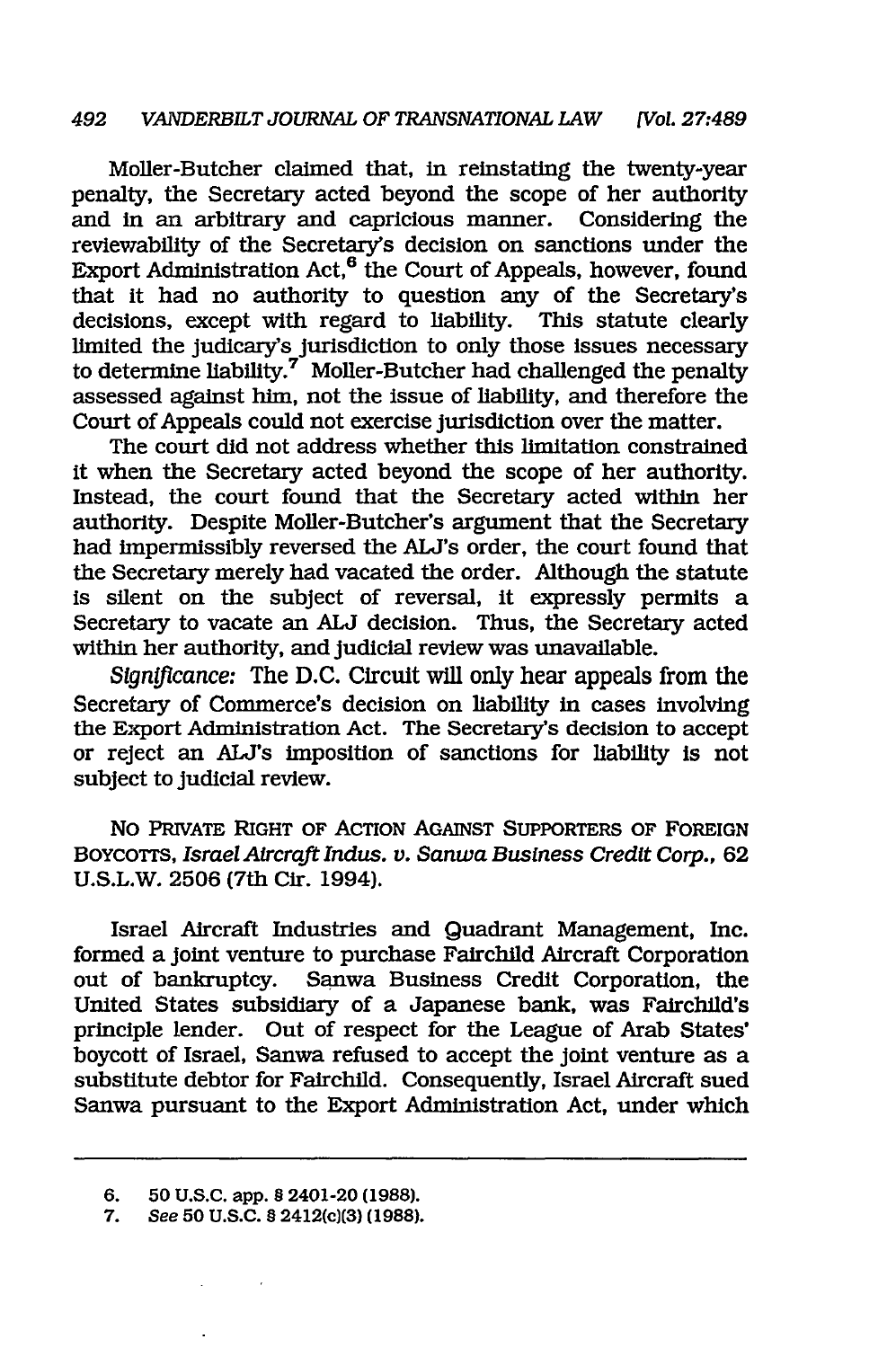Moller-Butcher claimed that, in reinstating the twenty-year penalty, the Secretary acted beyond the scope of her authority and in an arbitrary and capricious manner. Considering the reviewability of the Secretary's decision on sanctions under the Export Administration Act,[6] the Court of Appeals, however, found that it had no authority to question any of the Secretary's decisions, except with regard to liability. This statute clearly limited the judicary's jurisdiction to only those issues necessary to determine liability.[7] Moller-Butcher had challenged the penalty assessed against him, not the issue of liability, and therefore the Court of Appeals could not exercise jurisdiction over the matter.

The court did not address whether this limitation constrained it when the Secretary acted beyond the scope of her authority. Instead, the court found that the Secretary acted within her authority. Despite Moller-Butcher's argument that the Secretary had impermissibly reversed the ALJ's order, the court found that the Secretary merely had vacated the order. Although the statute is silent on the subject of reversal, it expressly permits a Secretary to vacate an ALJ decision. Thus, the Secretary acted within her authority, and judicial review was unavailable.

*Significance:* The D.C. Circuit will only hear appeals from the Secretary of Commerce's decision on liability in cases involving the Export Administration Act. The Secretary's decision to accept or reject an ALJ's imposition of sanctions for liability is not subject to judicial review.

NO PRIVATE RIGHT OF ACTION AGAINST SUPPORTERS OF FOREIGN BOYCOTTS, *Israel Aircraft Indus. v. Sanwa Business Credit Corp.*, 62 U.S.L.W. 2506 (7th Cir. 1994).

Israel Aircraft Industries and Quadrant Management, Inc. formed a joint venture to purchase Fairchild Aircraft Corporation out of bankruptcy. Sanwa Business Credit Corporation, the United States subsidiary of a Japanese bank, was Fairchild's principle lender. Out of respect for the League of Arab States' boycott of Israel, Sanwa refused to accept the joint venture as a substitute debtor for Fairchild. Consequently, Israel Aircraft sued Sanwa pursuant to the Export Administration Act, under which

---

6. 50 U.S.C. app. § 2401-20 (1988).

7. *See* 50 U.S.C. § 2412(c)(3) (1988).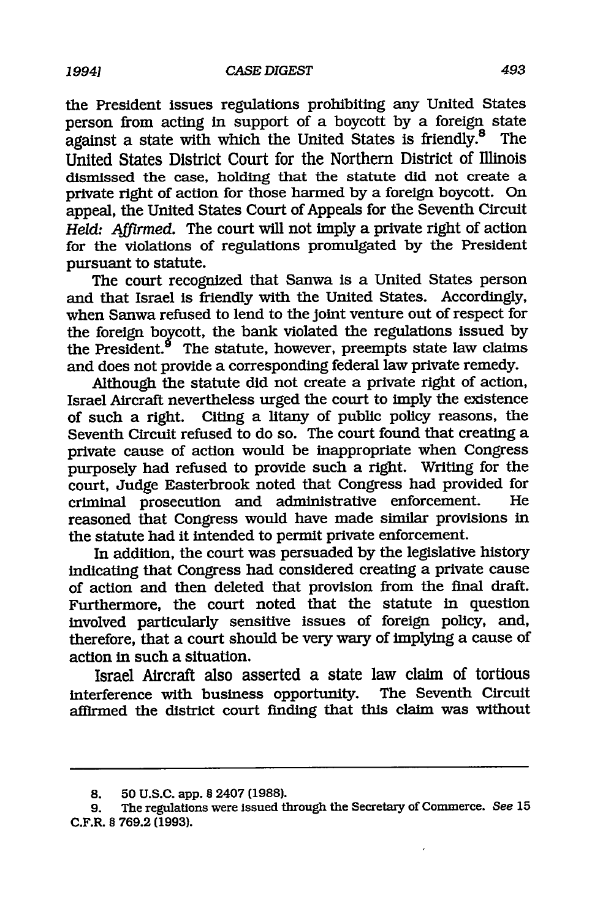the President issues regulations prohibiting any United States person from acting in support of a boycott by a foreign state against a state with which the United States is friendly.[8] The United States District Court for the Northern District of Illinois dismissed the case, holding that the statute did not create a private right of action for those harmed by a foreign boycott. On appeal, the United States Court of Appeals for the Seventh Circuit *Held: Affirmed.* The court will not imply a private right of action for the violations of regulations promulgated by the President pursuant to statute.

The court recognized that Sanwa is a United States person and that Israel is friendly with the United States. Accordingly, when Sanwa refused to lend to the joint venture out of respect for the foreign boycott, the bank violated the regulations issued by the President.[9] The statute, however, preempts state law claims and does not provide a corresponding federal law private remedy.

Although the statute did not create a private right of action, Israel Aircraft nevertheless urged the court to imply the existence of such a right. Citing a litany of public policy reasons, the Seventh Circuit refused to do so. The court found that creating a private cause of action would be inappropriate when Congress purposely had refused to provide such a right. Writing for the court, Judge Easterbrook noted that Congress had provided for criminal prosecution and administrative enforcement. He reasoned that Congress would have made similar provisions in the statute had it intended to permit private enforcement.

In addition, the court was persuaded by the legislative history indicating that Congress had considered creating a private cause of action and then deleted that provision from the final draft. Furthermore, the court noted that the statute in question involved particularly sensitive issues of foreign policy, and, therefore, that a court should be very wary of implying a cause of action in such a situation.

Israel Aircraft also asserted a state law claim of tortious interference with business opportunity. The Seventh Circuit affirmed the district court finding that this claim was without

---

8. 50 U.S.C. app. § 2407 (1988).

9. The regulations were issued through the Secretary of Commerce. *See* 15 C.F.R. § 769.2 (1993).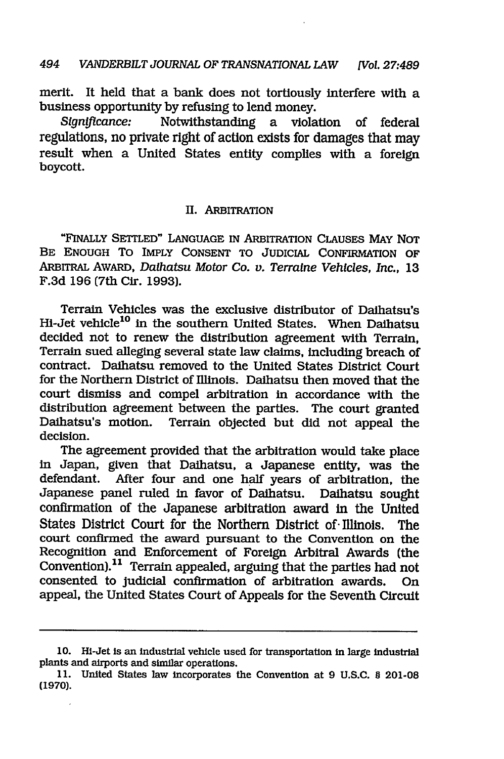merit. It held that a bank does not tortiously interfere with a business opportunity by refusing to lend money.

*Significance:* Notwithstanding a violation of federal regulations, no private right of action exists for damages that may result when a United States entity complies with a foreign boycott.

## II. ARBITRATION

"FINALLY SETTLED" LANGUAGE IN ARBITRATION CLAUSES MAY NOT BE ENOUGH TO IMPLY CONSENT TO JUDICIAL CONFIRMATION OF ARBITRAL AWARD, *Daihatsu Motor Co. v. Terraine Vehicles, Inc.*, 13 F.3d 196 (7th Cir. 1993).

Terrain Vehicles was the exclusive distributor of Daihatsu's Hi-Jet vehicle[10] in the southern United States. When Daihatsu decided not to renew the distribution agreement with Terrain, Terrain sued alleging several state law claims, including breach of contract. Daihatsu removed to the United States District Court for the Northern District of Illinois. Daihatsu then moved that the court dismiss and compel arbitration in accordance with the distribution agreement between the parties. The court granted Daihatsu's motion. Terrain objected but did not appeal the decision.

The agreement provided that the arbitration would take place in Japan, given that Daihatsu, a Japanese entity, was the defendant. After four and one half years of arbitration, the Japanese panel ruled in favor of Daihatsu. Daihatsu sought confirmation of the Japanese arbitration award in the United States District Court for the Northern District of Illinois. The court confirmed the award pursuant to the Convention on the Recognition and Enforcement of Foreign Arbitral Awards (the Convention).[11] Terrain appealed, arguing that the parties had not consented to judicial confirmation of arbitration awards. On appeal, the United States Court of Appeals for the Seventh Circuit

10. Hi-Jet is an industrial vehicle used for transportation in large industrial plants and airports and similar operations.

11. United States law incorporates the Convention at 9 U.S.C. § 201-08 (1970).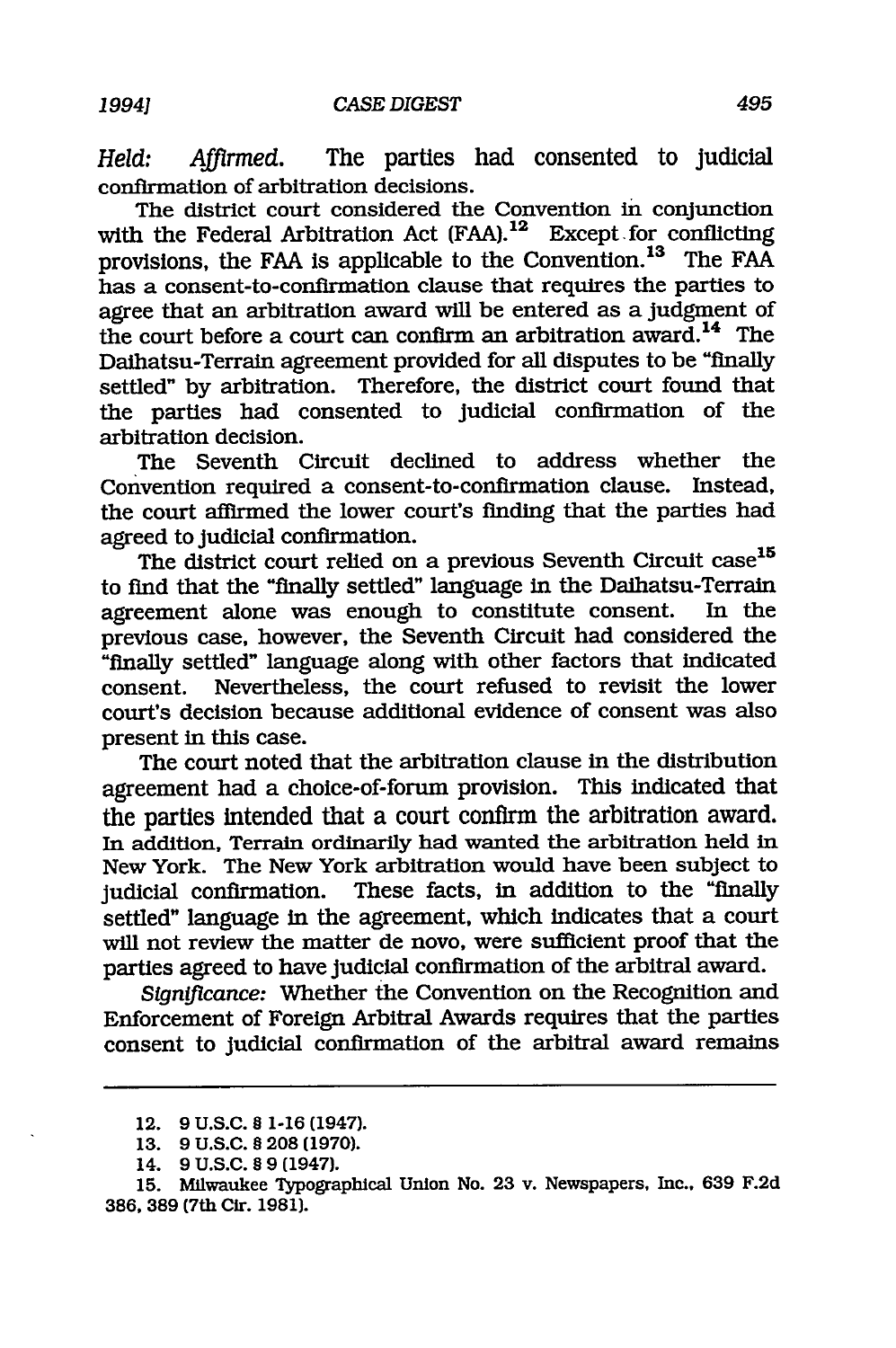*Held: Affirmed.* The parties had consented to judicial confirmation of arbitration decisions.

The district court considered the Convention in conjunction with the Federal Arbitration Act (FAA).[12] Except for conflicting provisions, the FAA is applicable to the Convention.[13] The FAA has a consent-to-confirmation clause that requires the parties to agree that an arbitration award will be entered as a judgment of the court before a court can confirm an arbitration award.[14] The Daihatsu-Terrain agreement provided for all disputes to be "finally settled" by arbitration. Therefore, the district court found that the parties had consented to judicial confirmation of the arbitration decision.

The Seventh Circuit declined to address whether the Convention required a consent-to-confirmation clause. Instead, the court affirmed the lower court's finding that the parties had agreed to judicial confirmation.

The district court relied on a previous Seventh Circuit case[15] to find that the "finally settled" language in the Daihatsu-Terrain agreement alone was enough to constitute consent. In the previous case, however, the Seventh Circuit had considered the "finally settled" language along with other factors that indicated consent. Nevertheless, the court refused to revisit the lower court's decision because additional evidence of consent was also present in this case.

The court noted that the arbitration clause in the distribution agreement had a choice-of-forum provision. This indicated that the parties intended that a court confirm the arbitration award. In addition, Terrain ordinarily had wanted the arbitration held in New York. The New York arbitration would have been subject to judicial confirmation. These facts, in addition to the "finally settled" language in the agreement, which indicates that a court will not review the matter de novo, were sufficient proof that the parties agreed to have judicial confirmation of the arbitral award.

*Significance:* Whether the Convention on the Recognition and Enforcement of Foreign Arbitral Awards requires that the parties consent to judicial confirmation of the arbitral award remains

---

12. 9 U.S.C. § 1-16 (1947).

13. 9 U.S.C. § 208 (1970).

14. 9 U.S.C. § 9 (1947).

15. Milwaukee Typographical Union No. 23 v. Newspapers, Inc., 639 F.2d 386, 389 (7th Cir. 1981).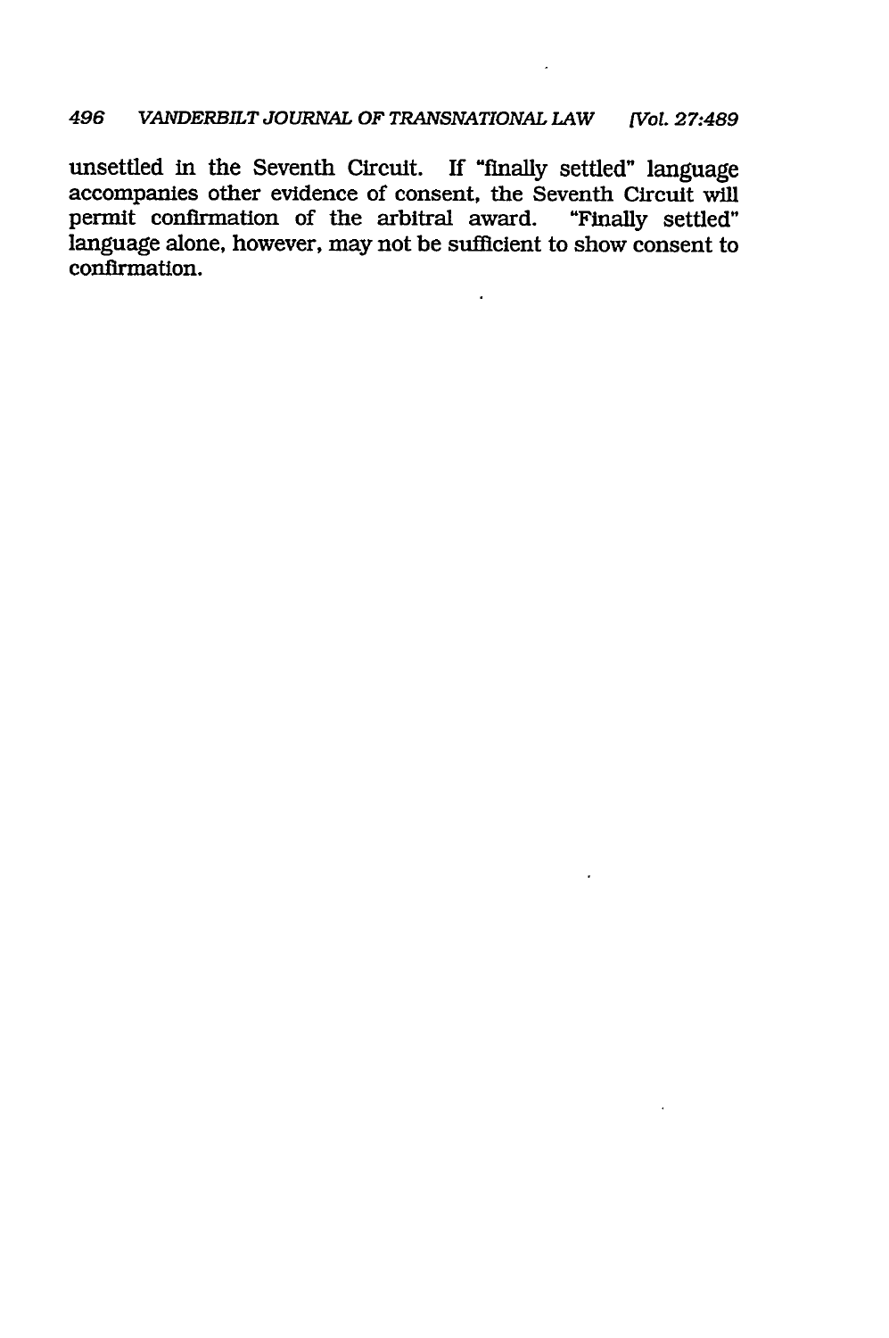unsettled in the Seventh Circuit. If "finally settled" language accompanies other evidence of consent, the Seventh Circuit will permit confirmation of the arbitral award. "Finally settled" language alone, however, may not be sufficient to show consent to confirmation.